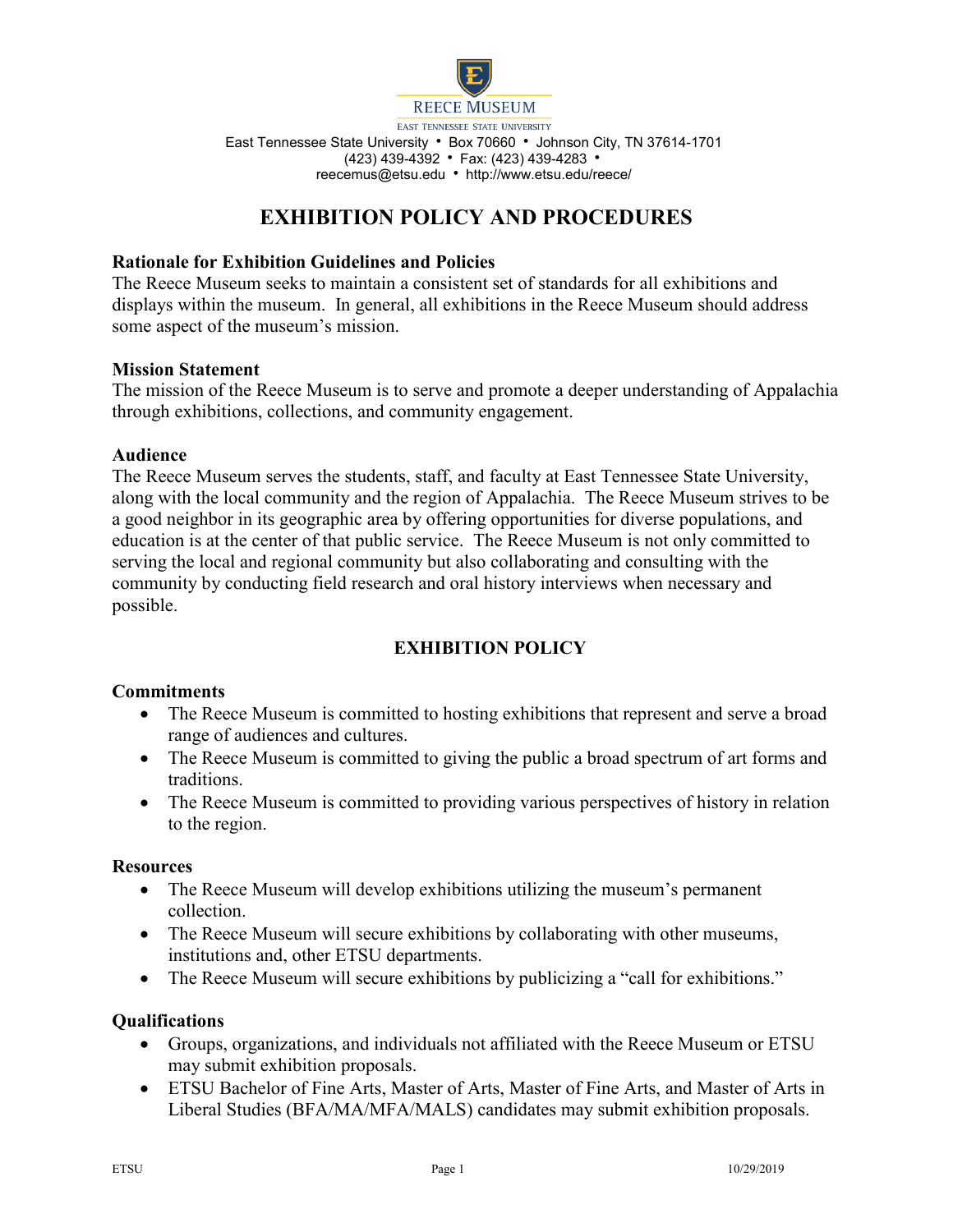REECE MUSEUM

EAST TENNESSEE STATE UNIVERSITY

East Tennessee State University • Box 70660 • Johnson City, TN 37614-1701
(423) 439-4392 • Fax: (423) 439-4283 •
reecemus@etsu.edu • http://www.etsu.edu/reece/

# EXHIBITION POLICY AND PROCEDURES

### Rationale for Exhibition Guidelines and Policies

The Reece Museum seeks to maintain a consistent set of standards for all exhibitions and displays within the museum. In general, all exhibitions in the Reece Museum should address some aspect of the museum's mission.

### Mission Statement

The mission of the Reece Museum is to serve and promote a deeper understanding of Appalachia through exhibitions, collections, and community engagement.

### Audience

The Reece Museum serves the students, staff, and faculty at East Tennessee State University, along with the local community and the region of Appalachia. The Reece Museum strives to be a good neighbor in its geographic area by offering opportunities for diverse populations, and education is at the center of that public service. The Reece Museum is not only committed to serving the local and regional community but also collaborating and consulting with the community by conducting field research and oral history interviews when necessary and possible.

## EXHIBITION POLICY

### Commitments

- The Reece Museum is committed to hosting exhibitions that represent and serve a broad range of audiences and cultures.
- The Reece Museum is committed to giving the public a broad spectrum of art forms and traditions.
- The Reece Museum is committed to providing various perspectives of history in relation to the region.

### Resources

- The Reece Museum will develop exhibitions utilizing the museum's permanent collection.
- The Reece Museum will secure exhibitions by collaborating with other museums, institutions and, other ETSU departments.
- The Reece Museum will secure exhibitions by publicizing a "call for exhibitions."

### Qualifications

- Groups, organizations, and individuals not affiliated with the Reece Museum or ETSU may submit exhibition proposals.
- ETSU Bachelor of Fine Arts, Master of Arts, Master of Fine Arts, and Master of Arts in Liberal Studies (BFA/MA/MFA/MALS) candidates may submit exhibition proposals.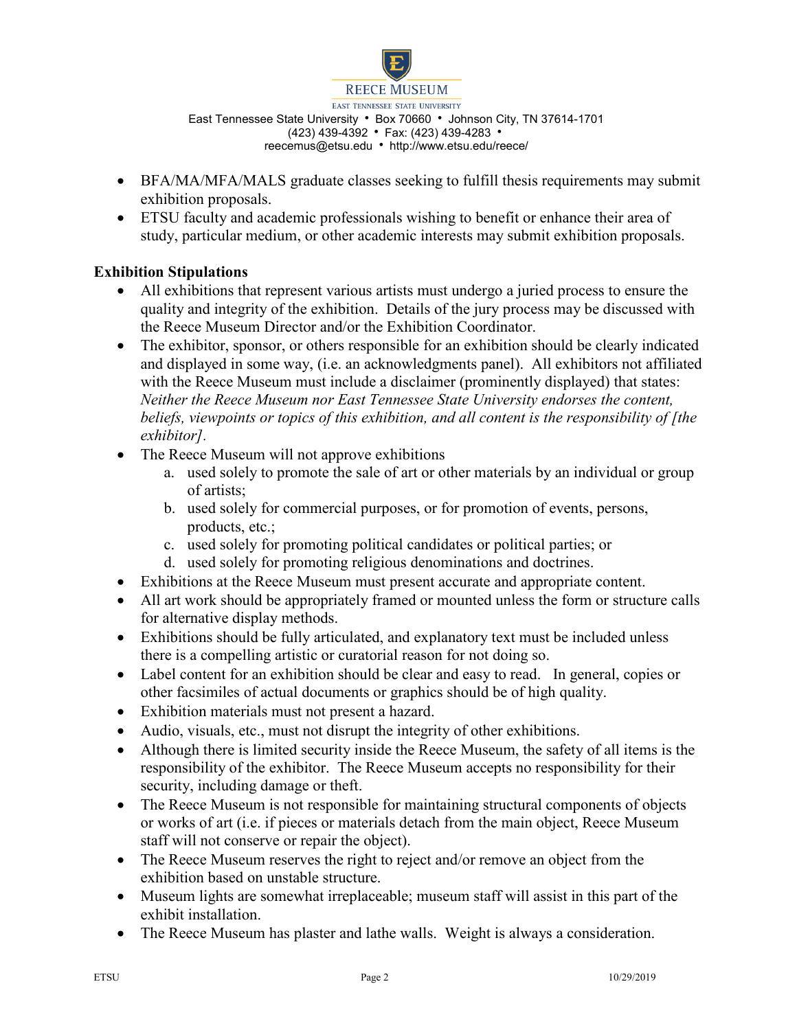- BFA/MA/MFA/MALS graduate classes seeking to fulfill thesis requirements may submit exhibition proposals.
- ETSU faculty and academic professionals wishing to benefit or enhance their area of study, particular medium, or other academic interests may submit exhibition proposals.

**Exhibition Stipulations**

- All exhibitions that represent various artists must undergo a juried process to ensure the quality and integrity of the exhibition. Details of the jury process may be discussed with the Reece Museum Director and/or the Exhibition Coordinator.
- The exhibitor, sponsor, or others responsible for an exhibition should be clearly indicated and displayed in some way, (i.e. an acknowledgments panel). All exhibitors not affiliated with the Reece Museum must include a disclaimer (prominently displayed) that states: *Neither the Reece Museum nor East Tennessee State University endorses the content, beliefs, viewpoints or topics of this exhibition, and all content is the responsibility of [the exhibitor].*
- The Reece Museum will not approve exhibitions
  a. used solely to promote the sale of art or other materials by an individual or group of artists;
  b. used solely for commercial purposes, or for promotion of events, persons, products, etc.;
  c. used solely for promoting political candidates or political parties; or
  d. used solely for promoting religious denominations and doctrines.
- Exhibitions at the Reece Museum must present accurate and appropriate content.
- All art work should be appropriately framed or mounted unless the form or structure calls for alternative display methods.
- Exhibitions should be fully articulated, and explanatory text must be included unless there is a compelling artistic or curatorial reason for not doing so.
- Label content for an exhibition should be clear and easy to read. In general, copies or other facsimiles of actual documents or graphics should be of high quality.
- Exhibition materials must not present a hazard.
- Audio, visuals, etc., must not disrupt the integrity of other exhibitions.
- Although there is limited security inside the Reece Museum, the safety of all items is the responsibility of the exhibitor. The Reece Museum accepts no responsibility for their security, including damage or theft.
- The Reece Museum is not responsible for maintaining structural components of objects or works of art (i.e. if pieces or materials detach from the main object, Reece Museum staff will not conserve or repair the object).
- The Reece Museum reserves the right to reject and/or remove an object from the exhibition based on unstable structure.
- Museum lights are somewhat irreplaceable; museum staff will assist in this part of the exhibit installation.
- The Reece Museum has plaster and lathe walls. Weight is always a consideration.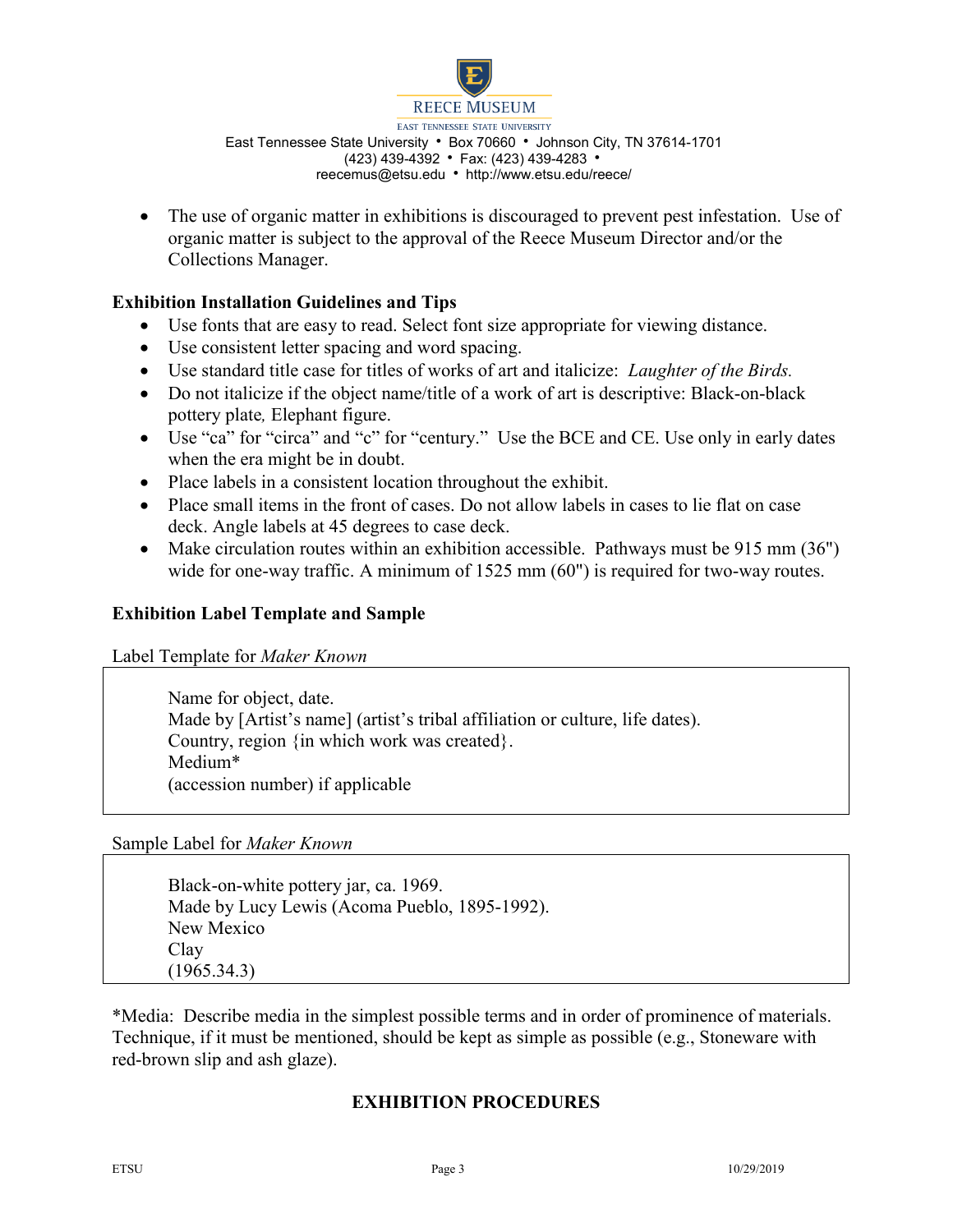- The use of organic matter in exhibitions is discouraged to prevent pest infestation. Use of organic matter is subject to the approval of the Reece Museum Director and/or the Collections Manager.

**Exhibition Installation Guidelines and Tips**

- Use fonts that are easy to read. Select font size appropriate for viewing distance.
- Use consistent letter spacing and word spacing.
- Use standard title case for titles of works of art and italicize: *Laughter of the Birds.*
- Do not italicize if the object name/title of a work of art is descriptive: Black-on-black pottery plate, Elephant figure.
- Use "ca" for "circa" and "c" for "century." Use the BCE and CE. Use only in early dates when the era might be in doubt.
- Place labels in a consistent location throughout the exhibit.
- Place small items in the front of cases. Do not allow labels in cases to lie flat on case deck. Angle labels at 45 degrees to case deck.
- Make circulation routes within an exhibition accessible. Pathways must be 915 mm (36") wide for one-way traffic. A minimum of 1525 mm (60") is required for two-way routes.

**Exhibition Label Template and Sample**

Label Template for *Maker Known*

> Name for object, date.
> Made by [Artist's name] (artist's tribal affiliation or culture, life dates).
> Country, region {in which work was created}.
> Medium*
> (accession number) if applicable

Sample Label for *Maker Known*

> Black-on-white pottery jar, ca. 1969.
> Made by Lucy Lewis (Acoma Pueblo, 1895-1992).
> New Mexico
> Clay
> (1965.34.3)

*Media: Describe media in the simplest possible terms and in order of prominence of materials. Technique, if it must be mentioned, should be kept as simple as possible (e.g., Stoneware with red-brown slip and ash glaze).

**EXHIBITION PROCEDURES**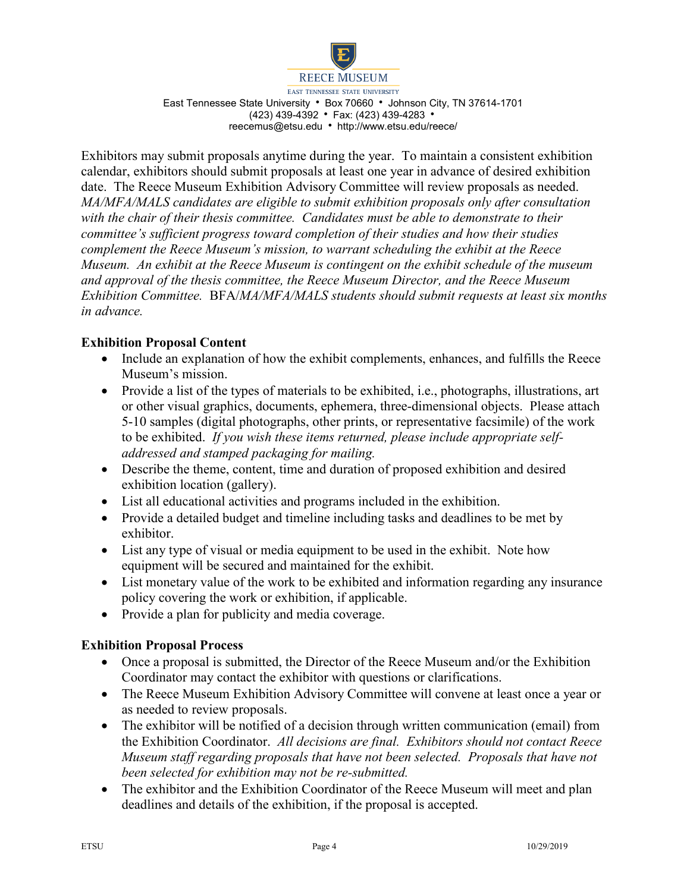Exhibitors may submit proposals anytime during the year. To maintain a consistent exhibition calendar, exhibitors should submit proposals at least one year in advance of desired exhibition date. The Reece Museum Exhibition Advisory Committee will review proposals as needed. *MA/MFA/MALS candidates are eligible to submit exhibition proposals only after consultation with the chair of their thesis committee. Candidates must be able to demonstrate to their committee's sufficient progress toward completion of their studies and how their studies complement the Reece Museum's mission, to warrant scheduling the exhibit at the Reece Museum. An exhibit at the Reece Museum is contingent on the exhibit schedule of the museum and approval of the thesis committee, the Reece Museum Director, and the Reece Museum Exhibition Committee.* BFA/*MA/MFA/MALS students should submit requests at least six months in advance.*

**Exhibition Proposal Content**

- Include an explanation of how the exhibit complements, enhances, and fulfills the Reece Museum's mission.
- Provide a list of the types of materials to be exhibited, i.e., photographs, illustrations, art or other visual graphics, documents, ephemera, three-dimensional objects. Please attach 5-10 samples (digital photographs, other prints, or representative facsimile) of the work to be exhibited. *If you wish these items returned, please include appropriate self-addressed and stamped packaging for mailing.*
- Describe the theme, content, time and duration of proposed exhibition and desired exhibition location (gallery).
- List all educational activities and programs included in the exhibition.
- Provide a detailed budget and timeline including tasks and deadlines to be met by exhibitor.
- List any type of visual or media equipment to be used in the exhibit. Note how equipment will be secured and maintained for the exhibit.
- List monetary value of the work to be exhibited and information regarding any insurance policy covering the work or exhibition, if applicable.
- Provide a plan for publicity and media coverage.

**Exhibition Proposal Process**

- Once a proposal is submitted, the Director of the Reece Museum and/or the Exhibition Coordinator may contact the exhibitor with questions or clarifications.
- The Reece Museum Exhibition Advisory Committee will convene at least once a year or as needed to review proposals.
- The exhibitor will be notified of a decision through written communication (email) from the Exhibition Coordinator. *All decisions are final. Exhibitors should not contact Reece Museum staff regarding proposals that have not been selected. Proposals that have not been selected for exhibition may not be re-submitted.*
- The exhibitor and the Exhibition Coordinator of the Reece Museum will meet and plan deadlines and details of the exhibition, if the proposal is accepted.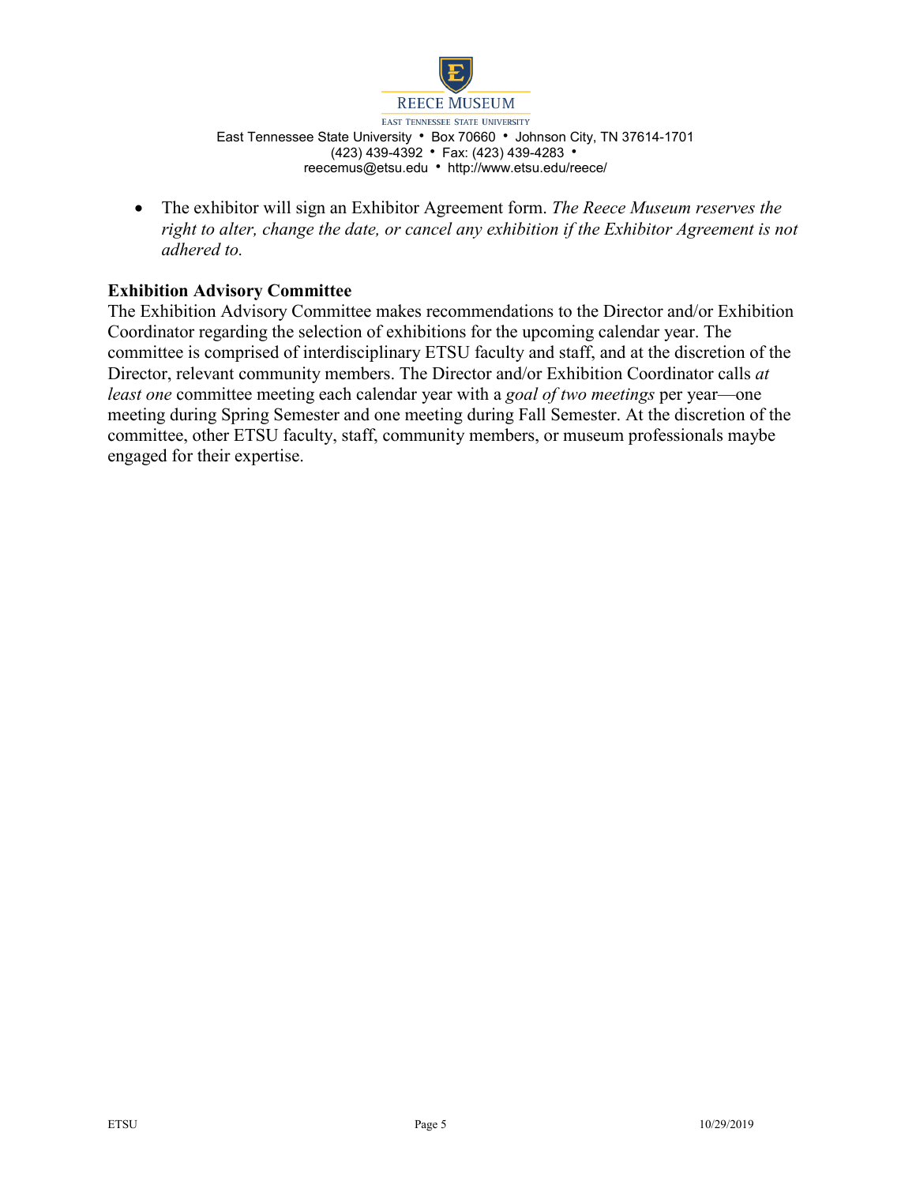- The exhibitor will sign an Exhibitor Agreement form. *The Reece Museum reserves the right to alter, change the date, or cancel any exhibition if the Exhibitor Agreement is not adhered to.*

**Exhibition Advisory Committee**

The Exhibition Advisory Committee makes recommendations to the Director and/or Exhibition Coordinator regarding the selection of exhibitions for the upcoming calendar year. The committee is comprised of interdisciplinary ETSU faculty and staff, and at the discretion of the Director, relevant community members. The Director and/or Exhibition Coordinator calls *at least one* committee meeting each calendar year with a *goal of two meetings* per year—one meeting during Spring Semester and one meeting during Fall Semester. At the discretion of the committee, other ETSU faculty, staff, community members, or museum professionals maybe engaged for their expertise.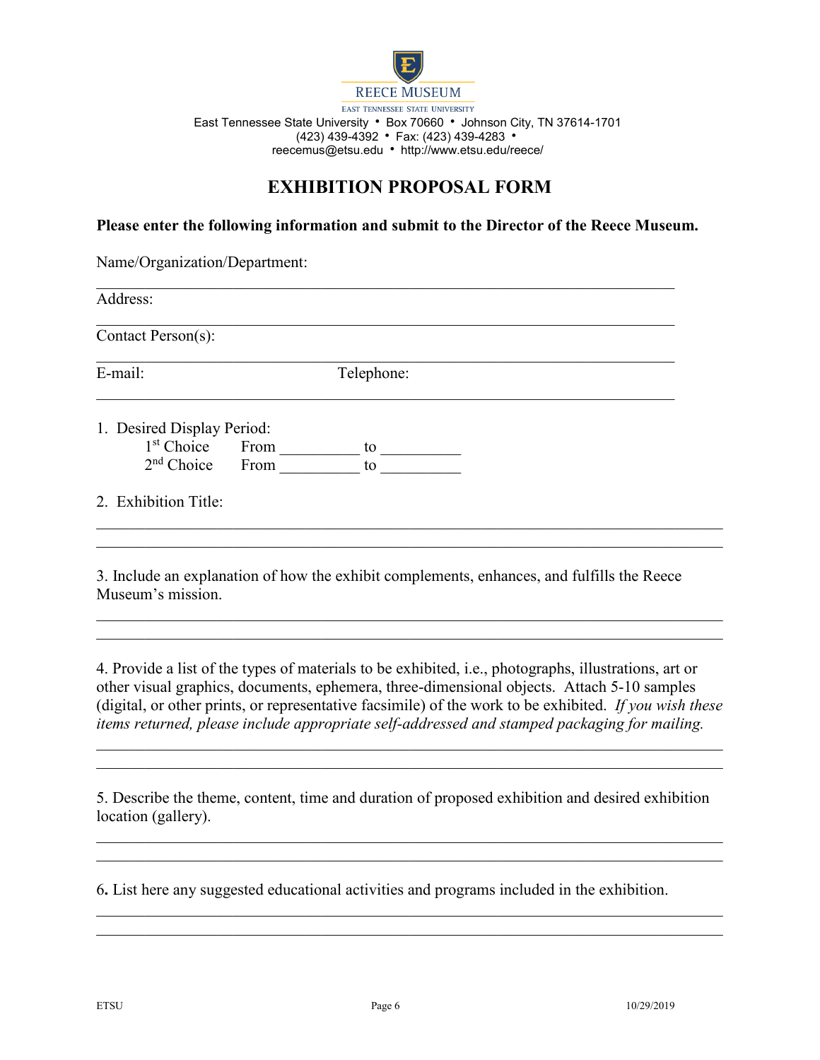REECE MUSEUM

EAST TENNESSEE STATE UNIVERSITY

East Tennessee State University • Box 70660 • Johnson City, TN 37614-1701
(423) 439-4392 • Fax: (423) 439-4283 •
reecemus@etsu.edu • http://www.etsu.edu/reece/

# EXHIBITION PROPOSAL FORM

**Please enter the following information and submit to the Director of the Reece Museum.**

Name/Organization/Department:

_______________________________________________________________________________

Address:

_______________________________________________________________________________

Contact Person(s):

_______________________________________________________________________________

E-mail: Telephone:

_______________________________________________________________________________

1. Desired Display Period:
   - 1st Choice From __________ to __________
   - 2nd Choice From __________ to __________

2. Exhibition Title:

_______________________________________________________________________________

_______________________________________________________________________________

3. Include an explanation of how the exhibit complements, enhances, and fulfills the Reece Museum's mission.

_______________________________________________________________________________

_______________________________________________________________________________

4. Provide a list of the types of materials to be exhibited, i.e., photographs, illustrations, art or other visual graphics, documents, ephemera, three-dimensional objects. Attach 5-10 samples (digital, or other prints, or representative facsimile) of the work to be exhibited. *If you wish these items returned, please include appropriate self-addressed and stamped packaging for mailing.*

_______________________________________________________________________________

_______________________________________________________________________________

5. Describe the theme, content, time and duration of proposed exhibition and desired exhibition location (gallery).

_______________________________________________________________________________

_______________________________________________________________________________

6. List here any suggested educational activities and programs included in the exhibition.

_______________________________________________________________________________

_______________________________________________________________________________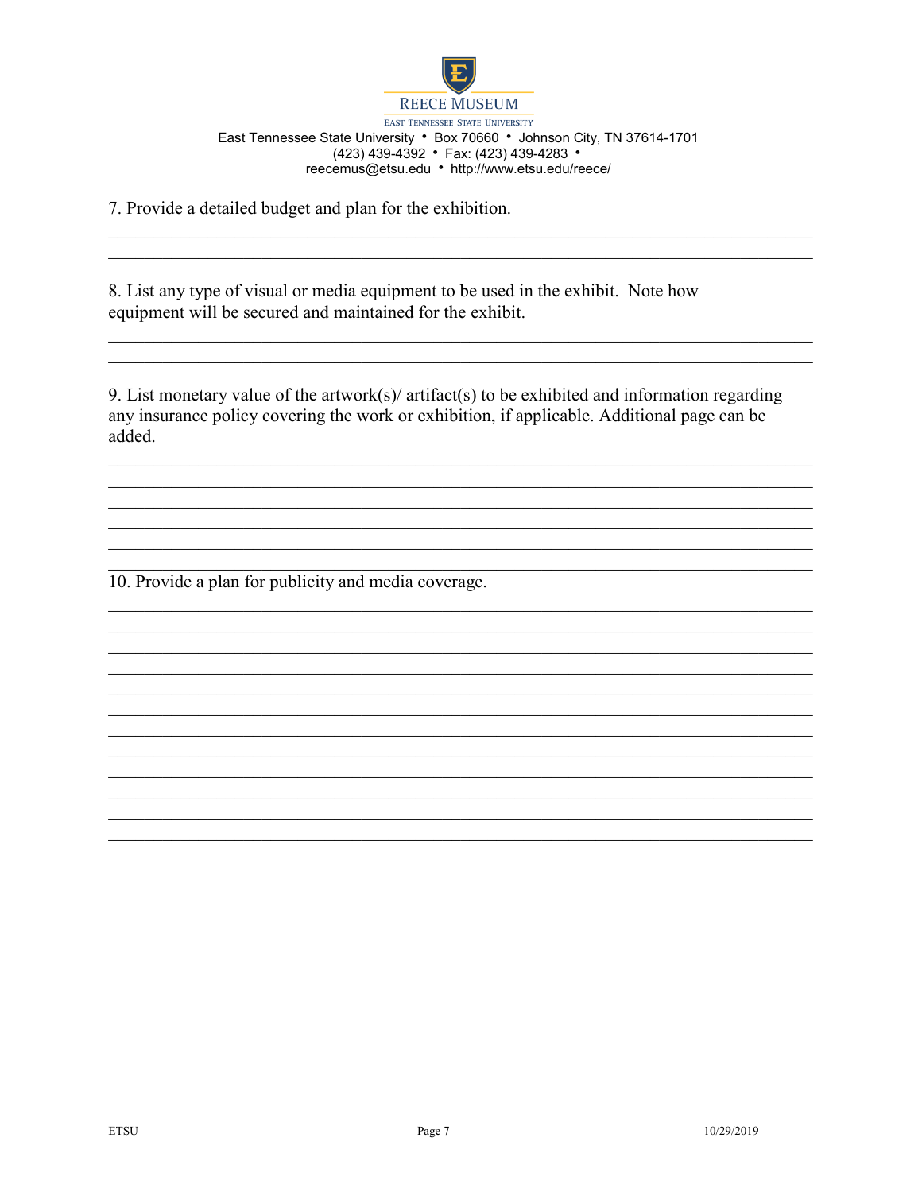REECE MUSEUM
EAST TENNESSEE STATE UNIVERSITY

East Tennessee State University • Box 70660 • Johnson City, TN 37614-1701
(423) 439-4392 • Fax: (423) 439-4283 •
reecemus@etsu.edu • http://www.etsu.edu/reece/

7. Provide a detailed budget and plan for the exhibition.

______________________________________________________________________________
______________________________________________________________________________

8. List any type of visual or media equipment to be used in the exhibit. Note how equipment will be secured and maintained for the exhibit.

______________________________________________________________________________
______________________________________________________________________________

9. List monetary value of the artwork(s)/ artifact(s) to be exhibited and information regarding any insurance policy covering the work or exhibition, if applicable. Additional page can be added.

______________________________________________________________________________
______________________________________________________________________________
______________________________________________________________________________
______________________________________________________________________________
______________________________________________________________________________
______________________________________________________________________________

10. Provide a plan for publicity and media coverage.

______________________________________________________________________________
______________________________________________________________________________
______________________________________________________________________________
______________________________________________________________________________
______________________________________________________________________________
______________________________________________________________________________
______________________________________________________________________________
______________________________________________________________________________
______________________________________________________________________________
______________________________________________________________________________
______________________________________________________________________________
______________________________________________________________________________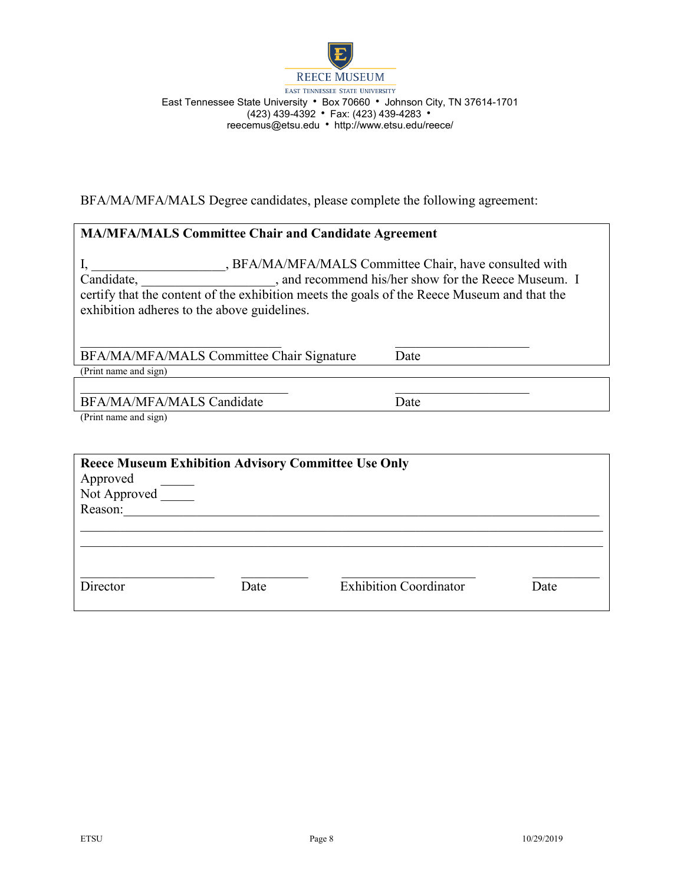REECE MUSEUM

EAST TENNESSEE STATE UNIVERSITY

East Tennessee State University • Box 70660 • Johnson City, TN 37614-1701
(423) 439-4392 • Fax: (423) 439-4283 •
reecemus@etsu.edu • http://www.etsu.edu/reece/

BFA/MA/MFA/MALS Degree candidates, please complete the following agreement:

**MA/MFA/MALS Committee Chair and Candidate Agreement**

I, ____________________, BFA/MA/MFA/MALS Committee Chair, have consulted with Candidate, ____________________, and recommend his/her show for the Reece Museum. I certify that the content of the exhibition meets the goals of the Reece Museum and that the exhibition adheres to the above guidelines.

______________________________ ____________________
BFA/MA/MFA/MALS Committee Chair Signature Date
(Print name and sign)

______________________________ ____________________
BFA/MA/MFA/MALS Candidate Date
(Print name and sign)

**Reece Museum Exhibition Advisory Committee Use Only**

Approved _____
Not Approved _____
Reason:______________________________________________________________________

_____________________________________________________________________________

_____________________________________________________________________________

____________________ __________ ____________________ __________
Director Date Exhibition Coordinator Date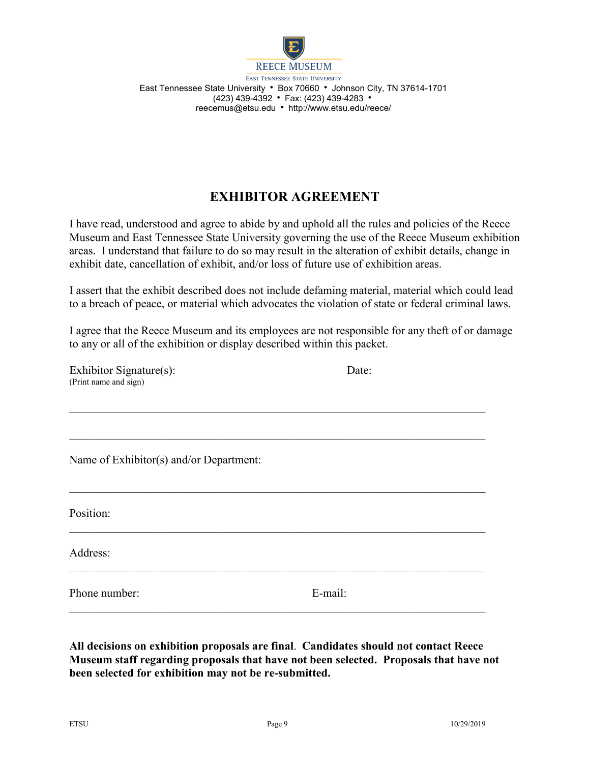REECE MUSEUM

EAST TENNESSEE STATE UNIVERSITY

East Tennessee State University • Box 70660 • Johnson City, TN 37614-1701
(423) 439-4392 • Fax: (423) 439-4283 •
reecemus@etsu.edu • http://www.etsu.edu/reece/

# EXHIBITOR AGREEMENT

I have read, understood and agree to abide by and uphold all the rules and policies of the Reece Museum and East Tennessee State University governing the use of the Reece Museum exhibition areas. I understand that failure to do so may result in the alteration of exhibit details, change in exhibit date, cancellation of exhibit, and/or loss of future use of exhibition areas.

I assert that the exhibit described does not include defaming material, material which could lead to a breach of peace, or material which advocates the violation of state or federal criminal laws.

I agree that the Reece Museum and its employees are not responsible for any theft of or damage to any or all of the exhibition or display described within this packet.

Exhibitor Signature(s): Date:
(Print name and sign)

\_\_\_\_\_\_\_\_\_\_\_\_\_\_\_\_\_\_\_\_\_\_\_\_\_\_\_\_\_\_\_\_\_\_\_\_\_\_\_\_\_\_\_\_\_\_\_\_\_\_\_\_\_\_\_\_\_\_\_\_\_\_\_\_

\_\_\_\_\_\_\_\_\_\_\_\_\_\_\_\_\_\_\_\_\_\_\_\_\_\_\_\_\_\_\_\_\_\_\_\_\_\_\_\_\_\_\_\_\_\_\_\_\_\_\_\_\_\_\_\_\_\_\_\_\_\_\_\_

Name of Exhibitor(s) and/or Department:

\_\_\_\_\_\_\_\_\_\_\_\_\_\_\_\_\_\_\_\_\_\_\_\_\_\_\_\_\_\_\_\_\_\_\_\_\_\_\_\_\_\_\_\_\_\_\_\_\_\_\_\_\_\_\_\_\_\_\_\_\_\_\_\_

Position:

\_\_\_\_\_\_\_\_\_\_\_\_\_\_\_\_\_\_\_\_\_\_\_\_\_\_\_\_\_\_\_\_\_\_\_\_\_\_\_\_\_\_\_\_\_\_\_\_\_\_\_\_\_\_\_\_\_\_\_\_\_\_\_\_

Address:

\_\_\_\_\_\_\_\_\_\_\_\_\_\_\_\_\_\_\_\_\_\_\_\_\_\_\_\_\_\_\_\_\_\_\_\_\_\_\_\_\_\_\_\_\_\_\_\_\_\_\_\_\_\_\_\_\_\_\_\_\_\_\_\_

Phone number: E-mail:

\_\_\_\_\_\_\_\_\_\_\_\_\_\_\_\_\_\_\_\_\_\_\_\_\_\_\_\_\_\_\_\_\_\_\_\_\_\_\_\_\_\_\_\_\_\_\_\_\_\_\_\_\_\_\_\_\_\_\_\_\_\_\_\_

**All decisions on exhibition proposals are final**. **Candidates should not contact Reece Museum staff regarding proposals that have not been selected. Proposals that have not been selected for exhibition may not be re-submitted.**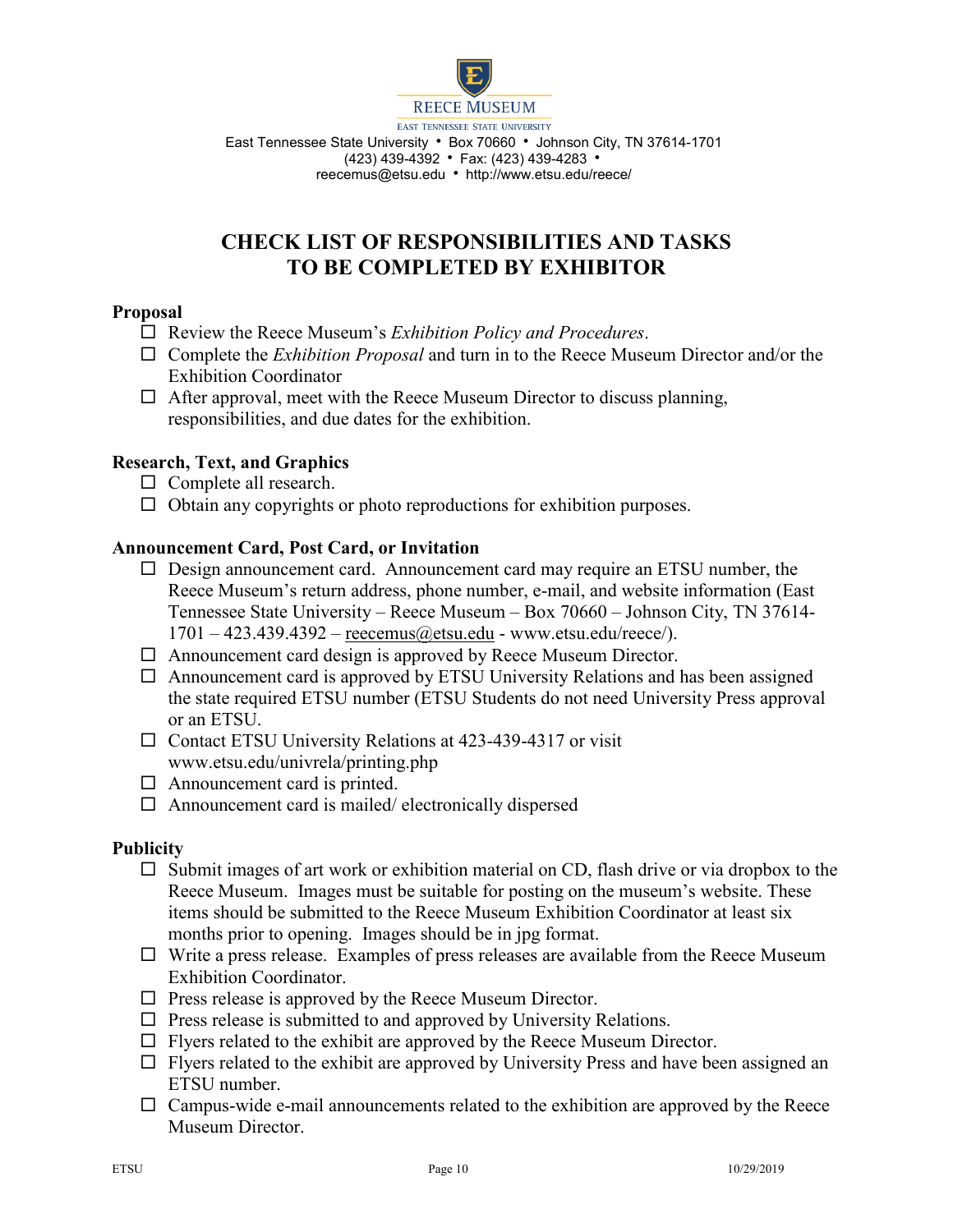REECE MUSEUM

EAST TENNESSEE STATE UNIVERSITY

East Tennessee State University • Box 70660 • Johnson City, TN 37614-1701
(423) 439-4392 • Fax: (423) 439-4283 •
reecemus@etsu.edu • http://www.etsu.edu/reece/

# CHECK LIST OF RESPONSIBILITIES AND TASKS TO BE COMPLETED BY EXHIBITOR

**Proposal**

- ☐ Review the Reece Museum's *Exhibition Policy and Procedures*.
- ☐ Complete the *Exhibition Proposal* and turn in to the Reece Museum Director and/or the Exhibition Coordinator
- ☐ After approval, meet with the Reece Museum Director to discuss planning, responsibilities, and due dates for the exhibition.

**Research, Text, and Graphics**

- ☐ Complete all research.
- ☐ Obtain any copyrights or photo reproductions for exhibition purposes.

**Announcement Card, Post Card, or Invitation**

- ☐ Design announcement card. Announcement card may require an ETSU number, the Reece Museum's return address, phone number, e-mail, and website information (East Tennessee State University – Reece Museum – Box 70660 – Johnson City, TN 37614-1701 – 423.439.4392 – reecemus@etsu.edu - www.etsu.edu/reece/).
- ☐ Announcement card design is approved by Reece Museum Director.
- ☐ Announcement card is approved by ETSU University Relations and has been assigned the state required ETSU number (ETSU Students do not need University Press approval or an ETSU.
- ☐ Contact ETSU University Relations at 423-439-4317 or visit www.etsu.edu/univrela/printing.php
- ☐ Announcement card is printed.
- ☐ Announcement card is mailed/ electronically dispersed

**Publicity**

- ☐ Submit images of art work or exhibition material on CD, flash drive or via dropbox to the Reece Museum. Images must be suitable for posting on the museum's website. These items should be submitted to the Reece Museum Exhibition Coordinator at least six months prior to opening. Images should be in jpg format.
- ☐ Write a press release. Examples of press releases are available from the Reece Museum Exhibition Coordinator.
- ☐ Press release is approved by the Reece Museum Director.
- ☐ Press release is submitted to and approved by University Relations.
- ☐ Flyers related to the exhibit are approved by the Reece Museum Director.
- ☐ Flyers related to the exhibit are approved by University Press and have been assigned an ETSU number.
- ☐ Campus-wide e-mail announcements related to the exhibition are approved by the Reece Museum Director.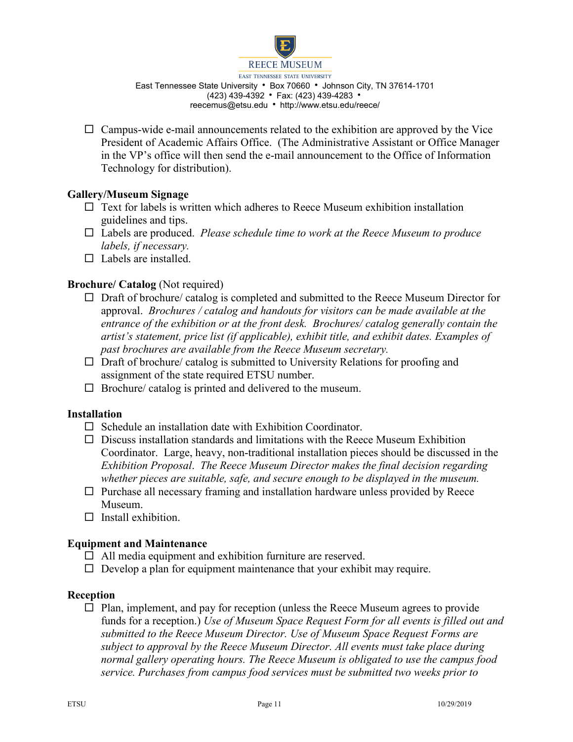- ☐ Campus-wide e-mail announcements related to the exhibition are approved by the Vice President of Academic Affairs Office. (The Administrative Assistant or Office Manager in the VP's office will then send the e-mail announcement to the Office of Information Technology for distribution).

**Gallery/Museum Signage**

- ☐ Text for labels is written which adheres to Reece Museum exhibition installation guidelines and tips.
- ☐ Labels are produced. *Please schedule time to work at the Reece Museum to produce labels, if necessary.*
- ☐ Labels are installed.

**Brochure/ Catalog** (Not required)

- ☐ Draft of brochure/ catalog is completed and submitted to the Reece Museum Director for approval. *Brochures / catalog and handouts for visitors can be made available at the entrance of the exhibition or at the front desk. Brochures/ catalog generally contain the artist's statement, price list (if applicable), exhibit title, and exhibit dates. Examples of past brochures are available from the Reece Museum secretary.*
- ☐ Draft of brochure/ catalog is submitted to University Relations for proofing and assignment of the state required ETSU number.
- ☐ Brochure/ catalog is printed and delivered to the museum.

**Installation**

- ☐ Schedule an installation date with Exhibition Coordinator.
- ☐ Discuss installation standards and limitations with the Reece Museum Exhibition Coordinator. Large, heavy, non-traditional installation pieces should be discussed in the *Exhibition Proposal*. *The Reece Museum Director makes the final decision regarding whether pieces are suitable, safe, and secure enough to be displayed in the museum.*
- ☐ Purchase all necessary framing and installation hardware unless provided by Reece Museum.
- ☐ Install exhibition.

**Equipment and Maintenance**

- ☐ All media equipment and exhibition furniture are reserved.
- ☐ Develop a plan for equipment maintenance that your exhibit may require.

**Reception**

- ☐ Plan, implement, and pay for reception (unless the Reece Museum agrees to provide funds for a reception.) *Use of Museum Space Request Form for all events is filled out and submitted to the Reece Museum Director. Use of Museum Space Request Forms are subject to approval by the Reece Museum Director. All events must take place during normal gallery operating hours. The Reece Museum is obligated to use the campus food service. Purchases from campus food services must be submitted two weeks prior to*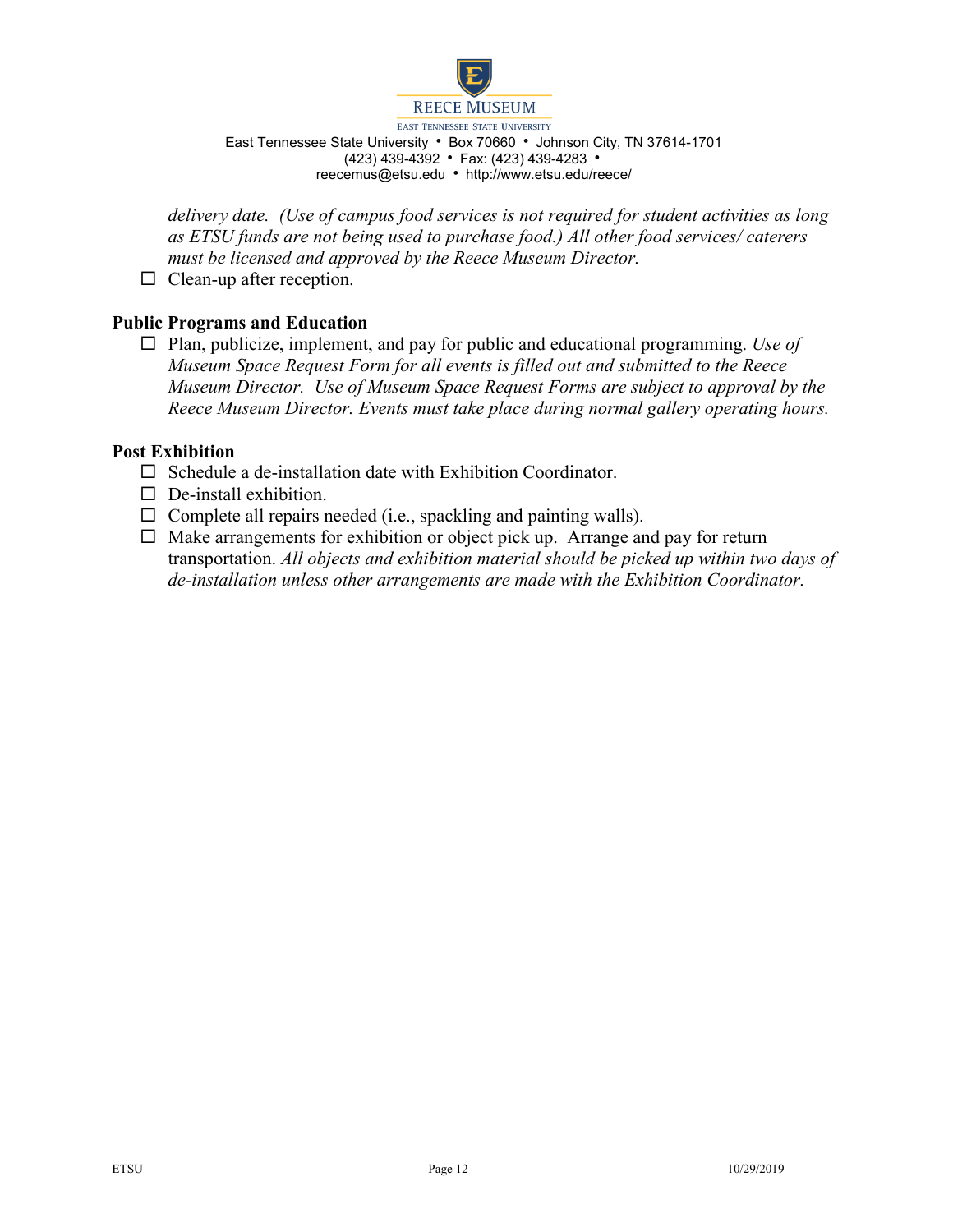*delivery date. (Use of campus food services is not required for student activities as long as ETSU funds are not being used to purchase food.) All other food services/ caterers must be licensed and approved by the Reece Museum Director.*

- ☐ Clean-up after reception.

**Public Programs and Education**

- ☐ Plan, publicize, implement, and pay for public and educational programming. *Use of Museum Space Request Form for all events is filled out and submitted to the Reece Museum Director. Use of Museum Space Request Forms are subject to approval by the Reece Museum Director. Events must take place during normal gallery operating hours.*

**Post Exhibition**

- ☐ Schedule a de-installation date with Exhibition Coordinator.
- ☐ De-install exhibition.
- ☐ Complete all repairs needed (i.e., spackling and painting walls).
- ☐ Make arrangements for exhibition or object pick up. Arrange and pay for return transportation. *All objects and exhibition material should be picked up within two days of de-installation unless other arrangements are made with the Exhibition Coordinator.*